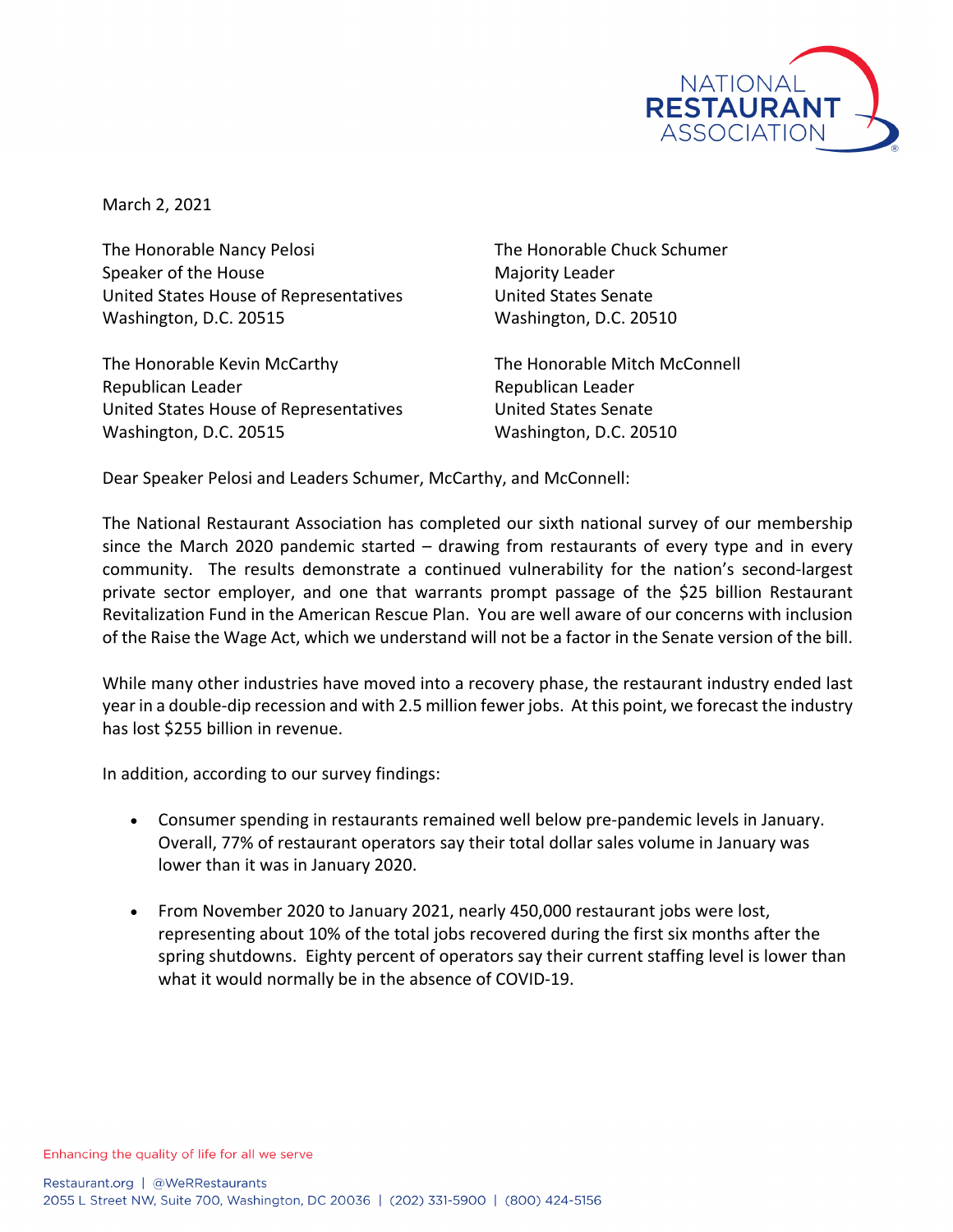March 2, 2021

The Honorable Nancy Pelosi
Speaker of the House
United States House of Representatives
Washington, D.C. 20515

The Honorable Chuck Schumer
Majority Leader
United States Senate
Washington, D.C. 20510

The Honorable Kevin McCarthy
Republican Leader
United States House of Representatives
Washington, D.C. 20515

The Honorable Mitch McConnell
Republican Leader
United States Senate
Washington, D.C. 20510

Dear Speaker Pelosi and Leaders Schumer, McCarthy, and McConnell:

The National Restaurant Association has completed our sixth national survey of our membership since the March 2020 pandemic started – drawing from restaurants of every type and in every community. The results demonstrate a continued vulnerability for the nation's second-largest private sector employer, and one that warrants prompt passage of the $25 billion Restaurant Revitalization Fund in the American Rescue Plan. You are well aware of our concerns with inclusion of the Raise the Wage Act, which we understand will not be a factor in the Senate version of the bill.

While many other industries have moved into a recovery phase, the restaurant industry ended last year in a double-dip recession and with 2.5 million fewer jobs. At this point, we forecast the industry has lost $255 billion in revenue.

In addition, according to our survey findings:

- Consumer spending in restaurants remained well below pre-pandemic levels in January. Overall, 77% of restaurant operators say their total dollar sales volume in January was lower than it was in January 2020.
- From November 2020 to January 2021, nearly 450,000 restaurant jobs were lost, representing about 10% of the total jobs recovered during the first six months after the spring shutdowns. Eighty percent of operators say their current staffing level is lower than what it would normally be in the absence of COVID-19.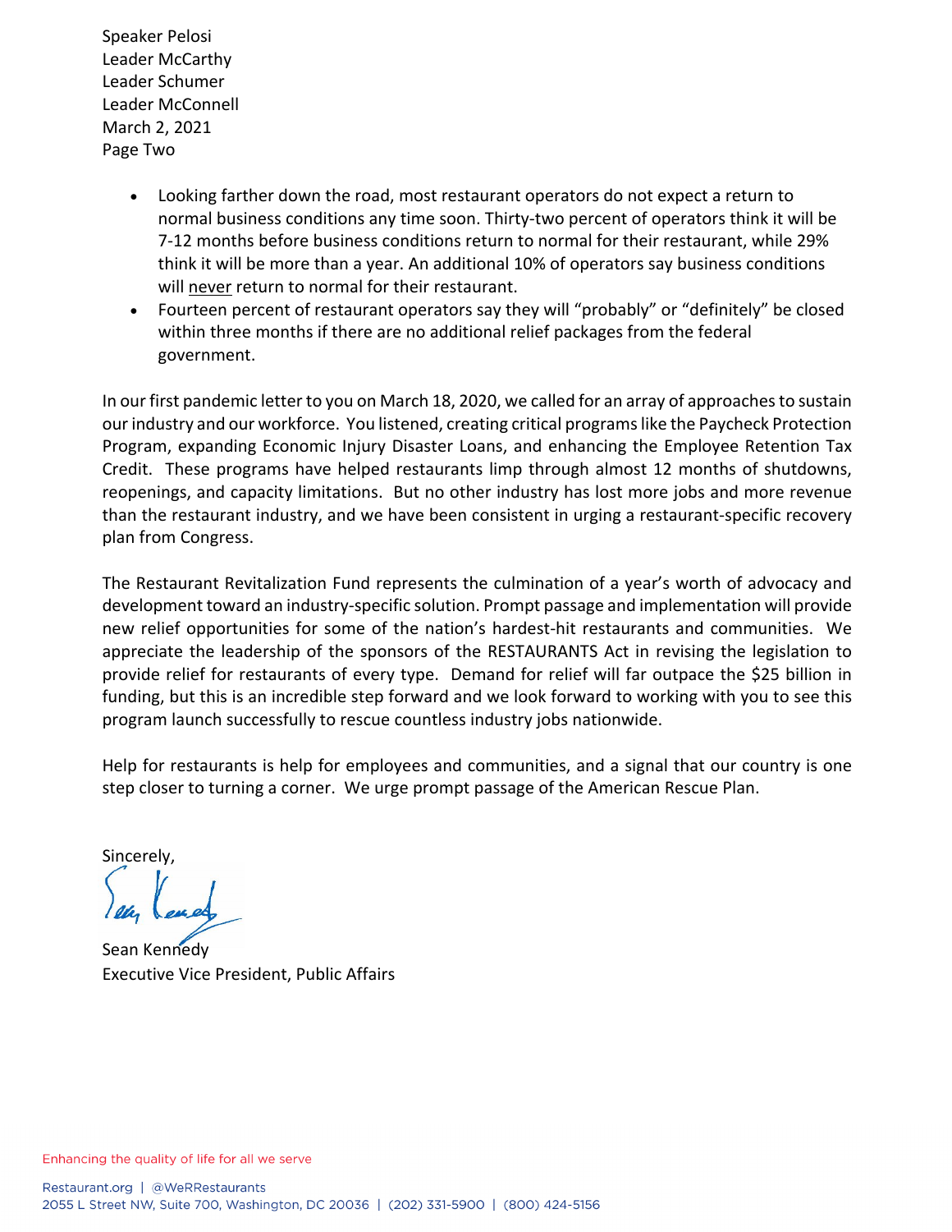- Looking farther down the road, most restaurant operators do not expect a return to normal business conditions any time soon. Thirty-two percent of operators think it will be 7-12 months before business conditions return to normal for their restaurant, while 29% think it will be more than a year. An additional 10% of operators say business conditions will never return to normal for their restaurant.
- Fourteen percent of restaurant operators say they will "probably" or "definitely" be closed within three months if there are no additional relief packages from the federal government.

In our first pandemic letter to you on March 18, 2020, we called for an array of approaches to sustain our industry and our workforce. You listened, creating critical programs like the Paycheck Protection Program, expanding Economic Injury Disaster Loans, and enhancing the Employee Retention Tax Credit. These programs have helped restaurants limp through almost 12 months of shutdowns, reopenings, and capacity limitations. But no other industry has lost more jobs and more revenue than the restaurant industry, and we have been consistent in urging a restaurant-specific recovery plan from Congress.

The Restaurant Revitalization Fund represents the culmination of a year's worth of advocacy and development toward an industry-specific solution. Prompt passage and implementation will provide new relief opportunities for some of the nation's hardest-hit restaurants and communities. We appreciate the leadership of the sponsors of the RESTAURANTS Act in revising the legislation to provide relief for restaurants of every type. Demand for relief will far outpace the $25 billion in funding, but this is an incredible step forward and we look forward to working with you to see this program launch successfully to rescue countless industry jobs nationwide.

Help for restaurants is help for employees and communities, and a signal that our country is one step closer to turning a corner. We urge prompt passage of the American Rescue Plan.

Sincerely,

Sean Kennedy
Executive Vice President, Public Affairs

Enhancing the quality of life for all we serve

Restaurant.org | @WeRRestaurants
2055 L Street NW, Suite 700, Washington, DC 20036 | (202) 331-5900 | (800) 424-5156